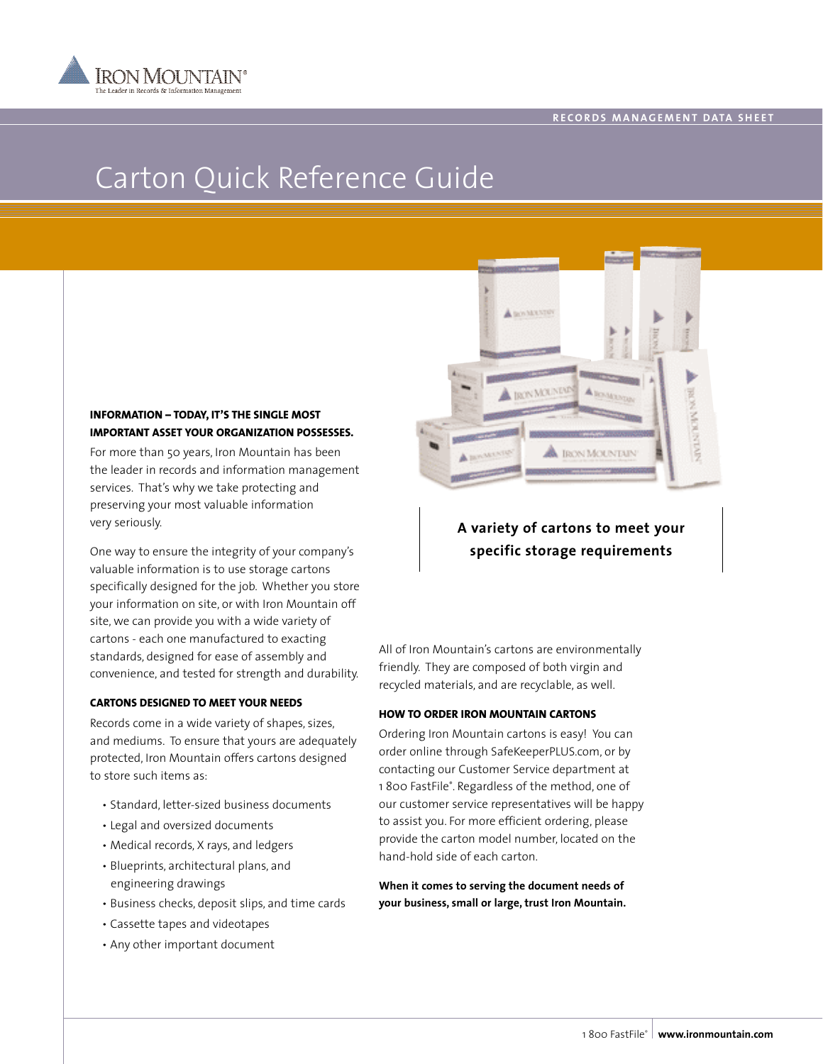Iron Mountain®
The Leader in Records & Information Management

RECORDS MANAGEMENT DATA SHEET

# Carton Quick Reference Guide

**A variety of cartons to meet your specific storage requirements**

### INFORMATION – TODAY, IT'S THE SINGLE MOST IMPORTANT ASSET YOUR ORGANIZATION POSSESSES.

For more than 50 years, Iron Mountain has been the leader in records and information management services. That's why we take protecting and preserving your most valuable information very seriously.

One way to ensure the integrity of your company's valuable information is to use storage cartons specifically designed for the job. Whether you store your information on site, or with Iron Mountain off site, we can provide you with a wide variety of cartons - each one manufactured to exacting standards, designed for ease of assembly and convenience, and tested for strength and durability.

### CARTONS DESIGNED TO MEET YOUR NEEDS

Records come in a wide variety of shapes, sizes, and mediums. To ensure that yours are adequately protected, Iron Mountain offers cartons designed to store such items as:

- Standard, letter-sized business documents
- Legal and oversized documents
- Medical records, X rays, and ledgers
- Blueprints, architectural plans, and engineering drawings
- Business checks, deposit slips, and time cards
- Cassette tapes and videotapes
- Any other important document

All of Iron Mountain's cartons are environmentally friendly. They are composed of both virgin and recycled materials, and are recyclable, as well.

### HOW TO ORDER IRON MOUNTAIN CARTONS

Ordering Iron Mountain cartons is easy! You can order online through SafeKeeperPLUS.com, or by contacting our Customer Service department at 1 800 FastFile®. Regardless of the method, one of our customer service representatives will be happy to assist you. For more efficient ordering, please provide the carton model number, located on the hand-hold side of each carton.

**When it comes to serving the document needs of your business, small or large, trust Iron Mountain.**

1 800 FastFile® | **www.ironmountain.com**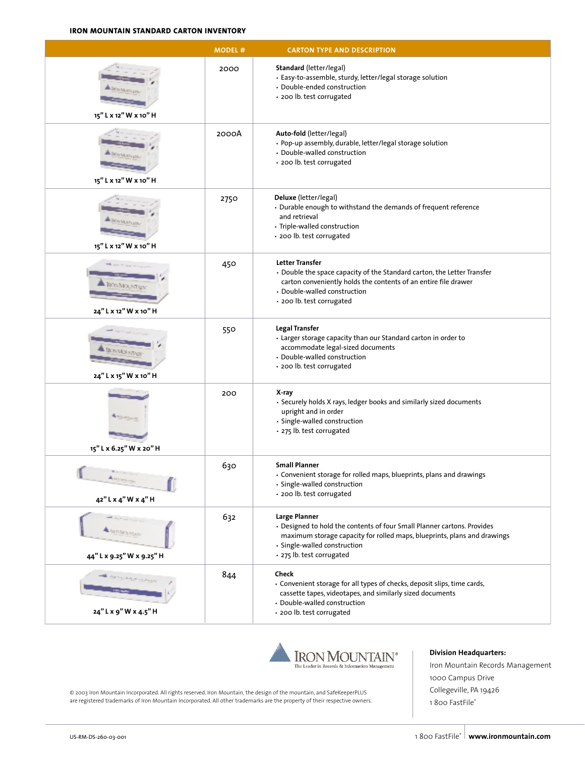**IRON MOUNTAIN STANDARD CARTON INVENTORY**

| | MODEL # | CARTON TYPE AND DESCRIPTION |
|---|---|---|
| 15" L x 12" W x 10" H | 2000 | **Standard** (letter/legal)<br>• Easy-to-assemble, sturdy, letter/legal storage solution<br>• Double-ended construction<br>• 200 lb. test corrugated |
| 15" L x 12" W x 10" H | 2000A | **Auto-fold** (letter/legal)<br>• Pop-up assembly, durable, letter/legal storage solution<br>• Double-walled construction<br>• 200 lb. test corrugated |
| 15" L x 12" W x 10" H | 2750 | **Deluxe** (letter/legal)<br>• Durable enough to withstand the demands of frequent reference and retrieval<br>• Triple-walled construction<br>• 200 lb. test corrugated |
| 24" L x 12" W x 10" H | 450 | **Letter Transfer**<br>• Double the space capacity of the Standard carton, the Letter Transfer carton conveniently holds the contents of an entire file drawer<br>• Double-walled construction<br>• 200 lb. test corrugated |
| 24" L x 15" W x 10" H | 550 | **Legal Transfer**<br>• Larger storage capacity than our Standard carton in order to accommodate legal-sized documents<br>• Double-walled construction<br>• 200 lb. test corrugated |
| 15" L x 6.25" W x 20" H | 200 | **X-ray**<br>• Securely holds X rays, ledger books and similarly sized documents upright and in order<br>• Single-walled construction<br>• 275 lb. test corrugated |
| 42" L x 4" W x 4" H | 630 | **Small Planner**<br>• Convenient storage for rolled maps, blueprints, plans and drawings<br>• Single-walled construction<br>• 200 lb. test corrugated |
| 44" L x 9.25" W x 9.25" H | 632 | **Large Planner**<br>• Designed to hold the contents of four Small Planner cartons. Provides maximum storage capacity for rolled maps, blueprints, plans and drawings<br>• Single-walled construction<br>• 275 lb. test corrugated |
| 24" L x 9" W x 4.5" H | 844 | **Check**<br>• Convenient storage for all types of checks, deposit slips, time cards, cassette tapes, videotapes, and similarly sized documents<br>• Double-walled construction<br>• 200 lb. test corrugated |

IRON MOUNTAIN®
The Leader in Records & Information Management

© 2003 Iron Mountain Incorporated. All rights reserved. Iron Mountain, the design of the mountain, and SafeKeeperPLUS are registered trademarks of Iron Mountain Incorporated. All other trademarks are the property of their respective owners.

**Division Headquarters:**
Iron Mountain Records Management
1000 Campus Drive
Collegeville, PA 19426
1 800 FastFile®

US-RM-DS-260-03-001

1 800 FastFile® | **www.ironmountain.com**